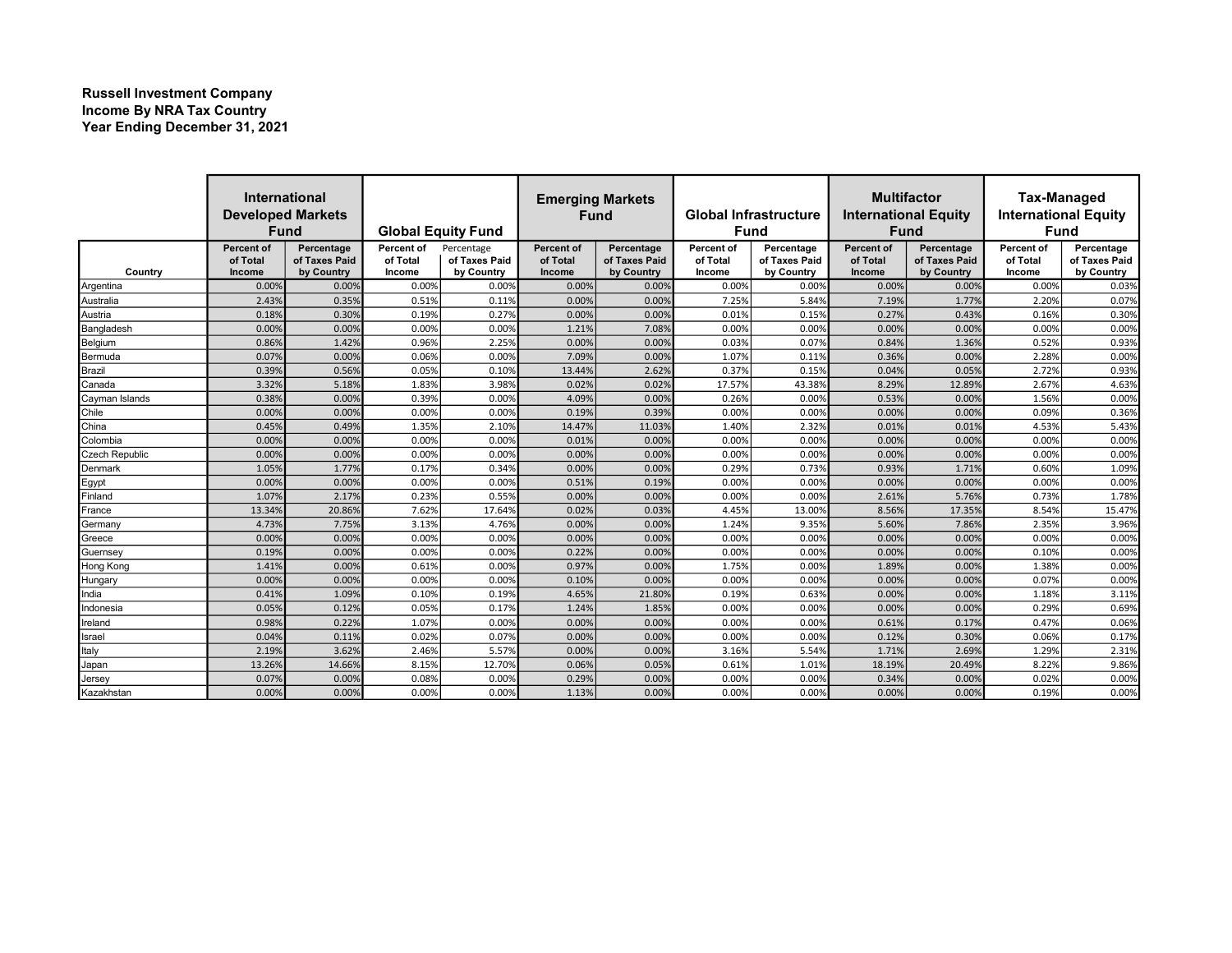**Russell Investment Company**
**Income By NRA Tax Country**
**Year Ending December 31, 2021**

| | International Developed Markets Fund | | Global Equity Fund | | Emerging Markets Fund | | Global Infrastructure Fund | | Multifactor International Equity Fund | | Tax-Managed International Equity Fund | |
|---|---|---|---|---|---|---|---|---|---|---|---|---|
| Country | Percent of of Total Income | Percentage of Taxes Paid by Country | Percent of of Total Income | Percentage of Taxes Paid by Country | Percent of of Total Income | Percentage of Taxes Paid by Country | Percent of of Total Income | Percentage of Taxes Paid by Country | Percent of of Total Income | Percentage of Taxes Paid by Country | Percent of of Total Income | Percentage of Taxes Paid by Country |
| Argentina | 0.00% | 0.00% | 0.00% | 0.00% | 0.00% | 0.00% | 0.00% | 0.00% | 0.00% | 0.00% | 0.00% | 0.03% |
| Australia | 2.43% | 0.35% | 0.51% | 0.11% | 0.00% | 0.00% | 7.25% | 5.84% | 7.19% | 1.77% | 2.20% | 0.07% |
| Austria | 0.18% | 0.30% | 0.19% | 0.27% | 0.00% | 0.00% | 0.01% | 0.15% | 0.27% | 0.43% | 0.16% | 0.30% |
| Bangladesh | 0.00% | 0.00% | 0.00% | 0.00% | 1.21% | 7.08% | 0.00% | 0.00% | 0.00% | 0.00% | 0.00% | 0.00% |
| Belgium | 0.86% | 1.42% | 0.96% | 2.25% | 0.00% | 0.00% | 0.03% | 0.07% | 0.84% | 1.36% | 0.52% | 0.93% |
| Bermuda | 0.07% | 0.00% | 0.06% | 0.00% | 7.09% | 0.00% | 1.07% | 0.11% | 0.36% | 0.00% | 2.28% | 0.00% |
| Brazil | 0.39% | 0.56% | 0.05% | 0.10% | 13.44% | 2.62% | 0.37% | 0.15% | 0.04% | 0.05% | 2.72% | 0.93% |
| Canada | 3.32% | 5.18% | 1.83% | 3.98% | 0.02% | 0.02% | 17.57% | 43.38% | 8.29% | 12.89% | 2.67% | 4.63% |
| Cayman Islands | 0.38% | 0.00% | 0.39% | 0.00% | 4.09% | 0.00% | 0.26% | 0.00% | 0.53% | 0.00% | 1.56% | 0.00% |
| Chile | 0.00% | 0.00% | 0.00% | 0.00% | 0.19% | 0.39% | 0.00% | 0.00% | 0.00% | 0.00% | 0.09% | 0.36% |
| China | 0.45% | 0.49% | 1.35% | 2.10% | 14.47% | 11.03% | 1.40% | 2.32% | 0.01% | 0.01% | 4.53% | 5.43% |
| Colombia | 0.00% | 0.00% | 0.00% | 0.00% | 0.01% | 0.00% | 0.00% | 0.00% | 0.00% | 0.00% | 0.00% | 0.00% |
| Czech Republic | 0.00% | 0.00% | 0.00% | 0.00% | 0.00% | 0.00% | 0.00% | 0.00% | 0.00% | 0.00% | 0.00% | 0.00% |
| Denmark | 1.05% | 1.77% | 0.17% | 0.34% | 0.00% | 0.00% | 0.29% | 0.73% | 0.93% | 1.71% | 0.60% | 1.09% |
| Egypt | 0.00% | 0.00% | 0.00% | 0.00% | 0.51% | 0.19% | 0.00% | 0.00% | 0.00% | 0.00% | 0.00% | 0.00% |
| Finland | 1.07% | 2.17% | 0.23% | 0.55% | 0.00% | 0.00% | 0.00% | 0.00% | 2.61% | 5.76% | 0.73% | 1.78% |
| France | 13.34% | 20.86% | 7.62% | 17.64% | 0.02% | 0.03% | 4.45% | 13.00% | 8.56% | 17.35% | 8.54% | 15.47% |
| Germany | 4.73% | 7.75% | 3.13% | 4.76% | 0.00% | 0.00% | 1.24% | 9.35% | 5.60% | 7.86% | 2.35% | 3.96% |
| Greece | 0.00% | 0.00% | 0.00% | 0.00% | 0.00% | 0.00% | 0.00% | 0.00% | 0.00% | 0.00% | 0.00% | 0.00% |
| Guernsey | 0.19% | 0.00% | 0.00% | 0.00% | 0.22% | 0.00% | 0.00% | 0.00% | 0.00% | 0.00% | 0.10% | 0.00% |
| Hong Kong | 1.41% | 0.00% | 0.61% | 0.00% | 0.97% | 0.00% | 1.75% | 0.00% | 1.89% | 0.00% | 1.38% | 0.00% |
| Hungary | 0.00% | 0.00% | 0.00% | 0.00% | 0.10% | 0.00% | 0.00% | 0.00% | 0.00% | 0.00% | 0.07% | 0.00% |
| India | 0.41% | 1.09% | 0.10% | 0.19% | 4.65% | 21.80% | 0.19% | 0.63% | 0.00% | 0.00% | 1.18% | 3.11% |
| Indonesia | 0.05% | 0.12% | 0.05% | 0.17% | 1.24% | 1.85% | 0.00% | 0.00% | 0.00% | 0.00% | 0.29% | 0.69% |
| Ireland | 0.98% | 0.22% | 1.07% | 0.00% | 0.00% | 0.00% | 0.00% | 0.00% | 0.61% | 0.17% | 0.47% | 0.06% |
| Israel | 0.04% | 0.11% | 0.02% | 0.07% | 0.00% | 0.00% | 0.00% | 0.00% | 0.12% | 0.30% | 0.06% | 0.17% |
| Italy | 2.19% | 3.62% | 2.46% | 5.57% | 0.00% | 0.00% | 3.16% | 5.54% | 1.71% | 2.69% | 1.29% | 2.31% |
| Japan | 13.26% | 14.66% | 8.15% | 12.70% | 0.06% | 0.05% | 0.61% | 1.01% | 18.19% | 20.49% | 8.22% | 9.86% |
| Jersey | 0.07% | 0.00% | 0.08% | 0.00% | 0.29% | 0.00% | 0.00% | 0.00% | 0.34% | 0.00% | 0.02% | 0.00% |
| Kazakhstan | 0.00% | 0.00% | 0.00% | 0.00% | 1.13% | 0.00% | 0.00% | 0.00% | 0.00% | 0.00% | 0.19% | 0.00% |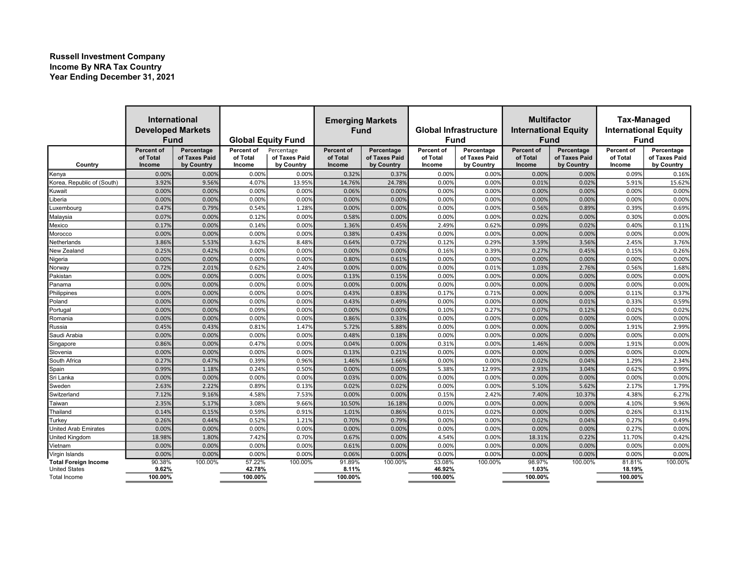**Russell Investment Company**
**Income By NRA Tax Country**
**Year Ending December 31, 2021**

| | International Developed Markets Fund | | Global Equity Fund | | Emerging Markets Fund | | Global Infrastructure Fund | | Multifactor International Equity Fund | | Tax-Managed International Equity Fund | |
|---|---|---|---|---|---|---|---|---|---|---|---|---|
| **Country** | **Percent of of Total Income** | **Percentage of Taxes Paid by Country** | **Percent of of Total Income** | **Percentage of Taxes Paid by Country** | **Percent of of Total Income** | **Percentage of Taxes Paid by Country** | **Percent of of Total Income** | **Percentage of Taxes Paid by Country** | **Percent of of Total Income** | **Percentage of Taxes Paid by Country** | **Percent of of Total Income** | **Percentage of Taxes Paid by Country** |
| Kenya | 0.00% | 0.00% | 0.00% | 0.00% | 0.32% | 0.37% | 0.00% | 0.00% | 0.00% | 0.00% | 0.09% | 0.16% |
| Korea, Republic of (South) | 3.92% | 9.56% | 4.07% | 13.95% | 14.76% | 24.78% | 0.00% | 0.00% | 0.01% | 0.02% | 5.91% | 15.62% |
| Kuwait | 0.00% | 0.00% | 0.00% | 0.00% | 0.06% | 0.00% | 0.00% | 0.00% | 0.00% | 0.00% | 0.00% | 0.00% |
| Liberia | 0.00% | 0.00% | 0.00% | 0.00% | 0.00% | 0.00% | 0.00% | 0.00% | 0.00% | 0.00% | 0.00% | 0.00% |
| Luxembourg | 0.47% | 0.79% | 0.54% | 1.28% | 0.00% | 0.00% | 0.00% | 0.00% | 0.56% | 0.89% | 0.39% | 0.69% |
| Malaysia | 0.07% | 0.00% | 0.12% | 0.00% | 0.58% | 0.00% | 0.00% | 0.00% | 0.02% | 0.00% | 0.30% | 0.00% |
| Mexico | 0.17% | 0.00% | 0.14% | 0.00% | 1.36% | 0.45% | 2.49% | 0.62% | 0.09% | 0.02% | 0.40% | 0.11% |
| Morocco | 0.00% | 0.00% | 0.00% | 0.00% | 0.38% | 0.43% | 0.00% | 0.00% | 0.00% | 0.00% | 0.00% | 0.00% |
| Netherlands | 3.86% | 5.53% | 3.62% | 8.48% | 0.64% | 0.72% | 0.12% | 0.29% | 3.59% | 3.56% | 2.45% | 3.76% |
| New Zealand | 0.25% | 0.42% | 0.00% | 0.00% | 0.00% | 0.00% | 0.16% | 0.39% | 0.27% | 0.45% | 0.15% | 0.26% |
| Nigeria | 0.00% | 0.00% | 0.00% | 0.00% | 0.80% | 0.61% | 0.00% | 0.00% | 0.00% | 0.00% | 0.00% | 0.00% |
| Norway | 0.72% | 2.01% | 0.62% | 2.40% | 0.00% | 0.00% | 0.00% | 0.01% | 1.03% | 2.76% | 0.56% | 1.68% |
| Pakistan | 0.00% | 0.00% | 0.00% | 0.00% | 0.13% | 0.15% | 0.00% | 0.00% | 0.00% | 0.00% | 0.00% | 0.00% |
| Panama | 0.00% | 0.00% | 0.00% | 0.00% | 0.00% | 0.00% | 0.00% | 0.00% | 0.00% | 0.00% | 0.00% | 0.00% |
| Philippines | 0.00% | 0.00% | 0.00% | 0.00% | 0.43% | 0.83% | 0.17% | 0.71% | 0.00% | 0.00% | 0.11% | 0.37% |
| Poland | 0.00% | 0.00% | 0.00% | 0.00% | 0.43% | 0.49% | 0.00% | 0.00% | 0.00% | 0.01% | 0.33% | 0.59% |
| Portugal | 0.00% | 0.00% | 0.09% | 0.00% | 0.00% | 0.00% | 0.10% | 0.27% | 0.07% | 0.12% | 0.02% | 0.02% |
| Romania | 0.00% | 0.00% | 0.00% | 0.00% | 0.86% | 0.33% | 0.00% | 0.00% | 0.00% | 0.00% | 0.00% | 0.00% |
| Russia | 0.45% | 0.43% | 0.81% | 1.47% | 5.72% | 5.88% | 0.00% | 0.00% | 0.00% | 0.00% | 1.91% | 2.99% |
| Saudi Arabia | 0.00% | 0.00% | 0.00% | 0.00% | 0.48% | 0.18% | 0.00% | 0.00% | 0.00% | 0.00% | 0.00% | 0.00% |
| Singapore | 0.86% | 0.00% | 0.47% | 0.00% | 0.04% | 0.00% | 0.31% | 0.00% | 1.46% | 0.00% | 1.91% | 0.00% |
| Slovenia | 0.00% | 0.00% | 0.00% | 0.00% | 0.13% | 0.21% | 0.00% | 0.00% | 0.00% | 0.00% | 0.00% | 0.00% |
| South Africa | 0.27% | 0.47% | 0.39% | 0.96% | 1.46% | 1.66% | 0.00% | 0.00% | 0.02% | 0.04% | 1.29% | 2.34% |
| Spain | 0.99% | 1.18% | 0.24% | 0.50% | 0.00% | 0.00% | 5.38% | 12.99% | 2.93% | 3.04% | 0.62% | 0.99% |
| Sri Lanka | 0.00% | 0.00% | 0.00% | 0.00% | 0.03% | 0.00% | 0.00% | 0.00% | 0.00% | 0.00% | 0.00% | 0.00% |
| Sweden | 2.63% | 2.22% | 0.89% | 0.13% | 0.02% | 0.02% | 0.00% | 0.00% | 5.10% | 5.62% | 2.17% | 1.79% |
| Switzerland | 7.12% | 9.16% | 4.58% | 7.53% | 0.00% | 0.00% | 0.15% | 2.42% | 7.40% | 10.37% | 4.38% | 6.27% |
| Taiwan | 2.35% | 5.17% | 3.08% | 9.66% | 10.50% | 16.18% | 0.00% | 0.00% | 0.00% | 0.00% | 4.10% | 9.96% |
| Thailand | 0.14% | 0.15% | 0.59% | 0.91% | 1.01% | 0.86% | 0.01% | 0.02% | 0.00% | 0.00% | 0.26% | 0.31% |
| Turkey | 0.26% | 0.44% | 0.52% | 1.21% | 0.70% | 0.79% | 0.00% | 0.00% | 0.02% | 0.04% | 0.27% | 0.49% |
| United Arab Emirates | 0.00% | 0.00% | 0.00% | 0.00% | 0.00% | 0.00% | 0.00% | 0.00% | 0.00% | 0.00% | 0.27% | 0.00% |
| United Kingdom | 18.98% | 1.80% | 7.42% | 0.70% | 0.67% | 0.00% | 4.54% | 0.00% | 18.31% | 0.22% | 11.70% | 0.42% |
| Vietnam | 0.00% | 0.00% | 0.00% | 0.00% | 0.61% | 0.00% | 0.00% | 0.00% | 0.00% | 0.00% | 0.00% | 0.00% |
| Virgin Islands | 0.00% | 0.00% | 0.00% | 0.00% | 0.06% | 0.00% | 0.00% | 0.00% | 0.00% | 0.00% | 0.00% | 0.00% |
| **Total Foreign Income** | 90.38% | 100.00% | 57.22% | 100.00% | 91.89% | 100.00% | 53.08% | 100.00% | 98.97% | 100.00% | 81.81% | 100.00% |
| United States | **9.62%** | | **42.78%** | | **8.11%** | | **46.92%** | | **1.03%** | | **18.19%** | |
| Total Income | **100.00%** | | **100.00%** | | **100.00%** | | **100.00%** | | **100.00%** | | **100.00%** | |